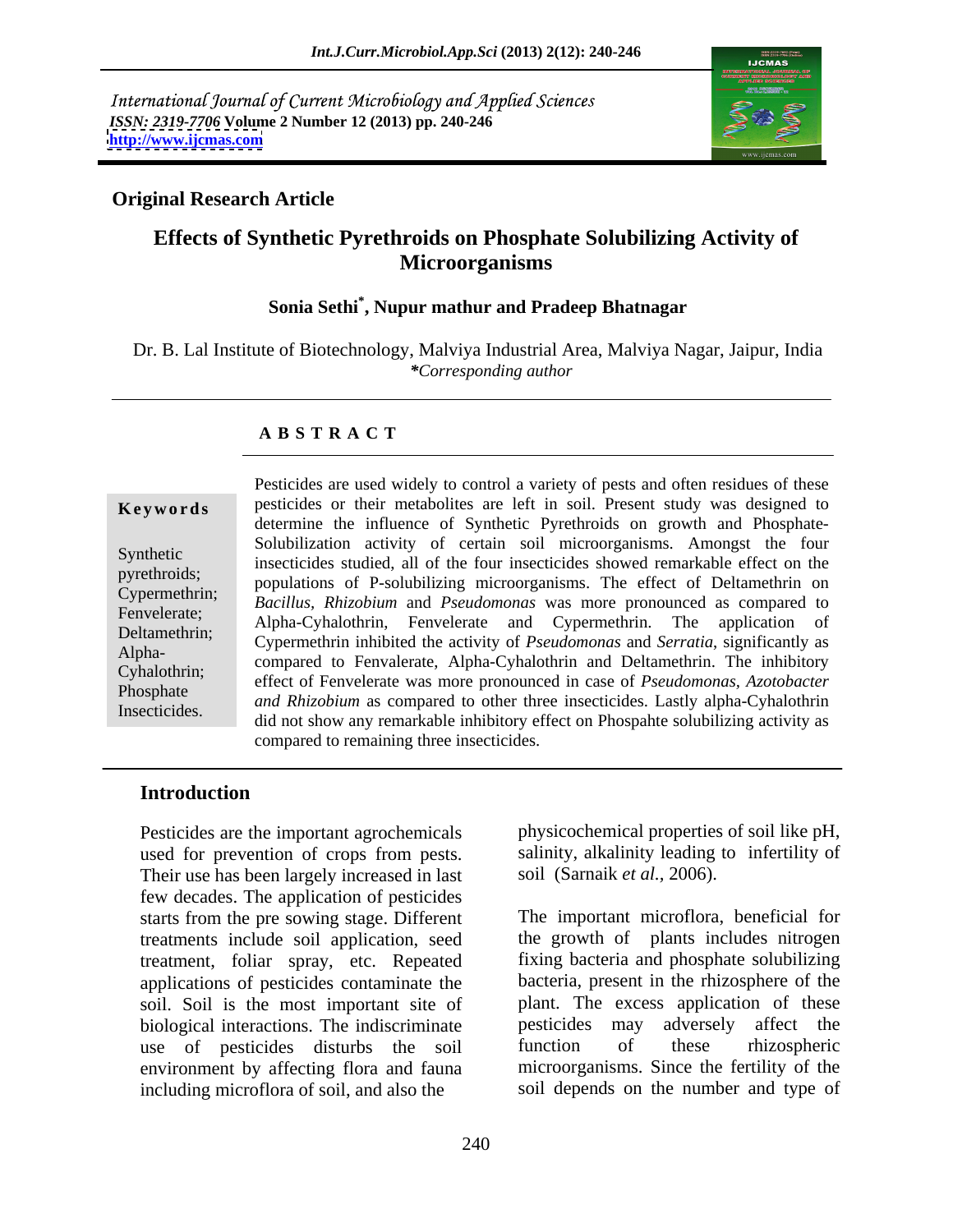International Journal of Current Microbiology and Applied Sciences
*ISSN: 2319-7706* **Volume 2 Number 12 (2013) pp. 240-246**
**http://www.ijcmas.com**

**Original Research Article**

# Effects of Synthetic Pyrethroids on Phosphate Solubilizing Activity of Microorganisms

**Sonia Sethi*, Nupur mathur and Pradeep Bhatnagar**

Dr. B. Lal Institute of Biotechnology, Malviya Industrial Area, Malviya Nagar, Jaipur, India
**\****Corresponding author*

## ABSTRACT

**Keywords**

Synthetic pyrethroids; Cypermethrin; Fenvelerate; Deltamethrin; Alpha-Cyhalothrin; Phosphate Insecticides.

Pesticides are used widely to control a variety of pests and often residues of these pesticides or their metabolites are left in soil. Present study was designed to determine the influence of Synthetic Pyrethroids on growth and Phosphate-Solubilization activity of certain soil microorganisms. Amongst the four insecticides studied, all of the four insecticides showed remarkable effect on the populations of P-solubilizing microorganisms. The effect of Deltamethrin on *Bacillus*, *Rhizobium* and *Pseudomonas* was more pronounced as compared to Alpha-Cyhalothrin, Fenvelerate and Cypermethrin. The application of Cypermethrin inhibited the activity of *Pseudomonas* and *Serratia*, significantly as compared to Fenvalerate, Alpha-Cyhalothrin and Deltamethrin. The inhibitory effect of Fenvelerate was more pronounced in case of *Pseudomonas*, *Azotobacter and Rhizobium* as compared to other three insecticides. Lastly alpha-Cyhalothrin did not show any remarkable inhibitory effect on Phospahte solubilizing activity as compared to remaining three insecticides.

## Introduction

Pesticides are the important agrochemicals used for prevention of crops from pests. Their use has been largely increased in last few decades. The application of pesticides starts from the pre sowing stage. Different treatments include soil application, seed treatment, foliar spray, etc. Repeated applications of pesticides contaminate the soil. Soil is the most important site of biological interactions. The indiscriminate use of pesticides disturbs the soil environment by affecting flora and fauna including microflora of soil, and also the physicochemical properties of soil like pH, salinity, alkalinity leading to infertility of soil (Sarnaik *et al.*, 2006).

The important microflora, beneficial for the growth of plants includes nitrogen fixing bacteria and phosphate solubilizing bacteria, present in the rhizosphere of the plant. The excess application of these pesticides may adversely affect the function of these rhizospheric microorganisms. Since the fertility of the soil depends on the number and type of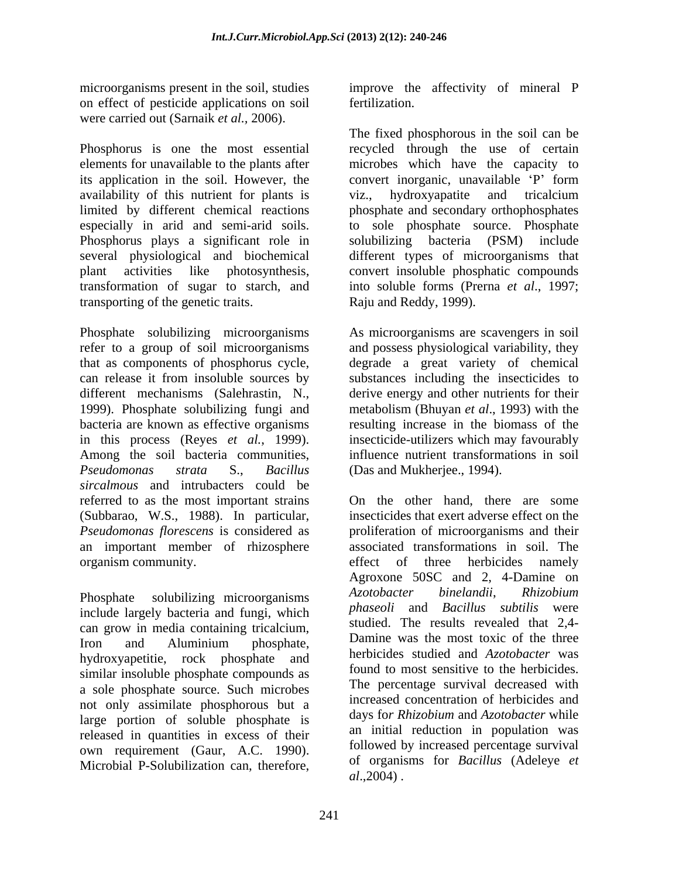microorganisms present in the soil, studies on effect of pesticide applications on soil were carried out (Sarnaik *et al.,* 2006).

Phosphorus is one the most essential elements for unavailable to the plants after its application in the soil. However, the availability of this nutrient for plants is limited by different chemical reactions especially in arid and semi-arid soils. Phosphorus plays a significant role in several physiological and biochemical plant activities like photosynthesis, transformation of sugar to starch, and transporting of the genetic traits.

Phosphate solubilizing microorganisms refer to a group of soil microorganisms that as components of phosphorus cycle, can release it from insoluble sources by different mechanisms (Salehrastin, N., 1999). Phosphate solubilizing fungi and bacteria are known as effective organisms in this process (Reyes *et al.,* 1999). Among the soil bacteria communities, *Pseudomonas strata* S., *Bacillus sircalmous* and intrubacters could be referred to as the most important strains (Subbarao, W.S., 1988). In particular, *Pseudomonas florescens* is considered as an important member of rhizosphere organism community.

Phosphate solubilizing microorganisms include largely bacteria and fungi, which can grow in media containing tricalcium, Iron and Aluminium phosphate, hydroxyapetitie, rock phosphate and similar insoluble phosphate compounds as a sole phosphate source. Such microbes not only assimilate phosphorous but a large portion of soluble phosphate is released in quantities in excess of their own requirement (Gaur, A.C. 1990). Microbial P-Solubilization can, therefore, improve the affectivity of mineral P fertilization.

The fixed phosphorous in the soil can be recycled through the use of certain microbes which have the capacity to convert inorganic, unavailable 'P' form viz., hydroxyapatite and tricalcium phosphate and secondary orthophosphates to sole phosphate source. Phosphate solubilizing bacteria (PSM) include different types of microorganisms that convert insoluble phosphatic compounds into soluble forms (Prerna *et al*., 1997; Raju and Reddy, 1999).

As microorganisms are scavengers in soil and possess physiological variability, they degrade a great variety of chemical substances including the insecticides to derive energy and other nutrients for their metabolism (Bhuyan *et al*., 1993) with the resulting increase in the biomass of the insecticide-utilizers which may favourably influence nutrient transformations in soil (Das and Mukherjee., 1994).

On the other hand, there are some insecticides that exert adverse effect on the proliferation of microorganisms and their associated transformations in soil. The effect of three herbicides namely Agroxone 50SC and 2, 4-Damine on *Azotobacter binelandii*, *Rhizobium phaseoli* and *Bacillus subtilis* were studied. The results revealed that 2,4-Damine was the most toxic of the three herbicides studied and *Azotobacter* was found to most sensitive to the herbicides. The percentage survival decreased with increased concentration of herbicides and days for *Rhizobium* and *Azotobacter* while an initial reduction in population was followed by increased percentage survival of organisms for *Bacillus* (Adeleye *et al*.,2004) .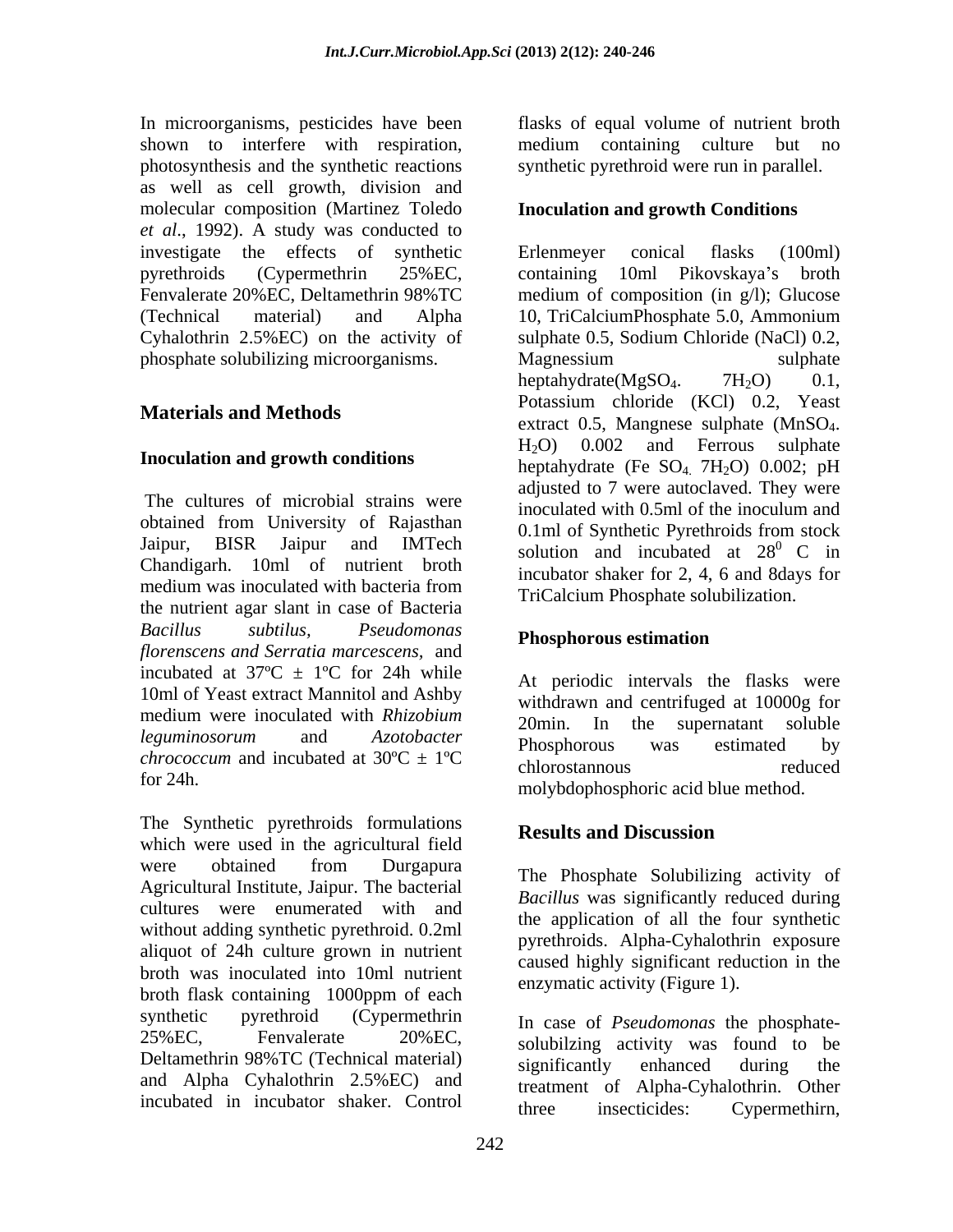In microorganisms, pesticides have been shown to interfere with respiration, photosynthesis and the synthetic reactions as well as cell growth, division and molecular composition (Martinez Toledo *et al*., 1992). A study was conducted to investigate the effects of synthetic pyrethroids (Cypermethrin 25%EC, Fenvalerate 20%EC, Deltamethrin 98%TC (Technical material) and Alpha Cyhalothrin 2.5%EC) on the activity of phosphate solubilizing microorganisms.

## Materials and Methods

### Inoculation and growth conditions

The cultures of microbial strains were obtained from University of Rajasthan Jaipur, BISR Jaipur and IMTech Chandigarh. 10ml of nutrient broth medium was inoculated with bacteria from the nutrient agar slant in case of Bacteria *Bacillus subtilus, Pseudomonas florenscens and Serratia marcescens,* and incubated at 37ºC ± 1ºC for 24h while 10ml of Yeast extract Mannitol and Ashby medium were inoculated with *Rhizobium leguminosorum* and *Azotobacter chrococcum* and incubated at 30ºC ± 1ºC for 24h.

The Synthetic pyrethroids formulations which were used in the agricultural field were obtained from Durgapura Agricultural Institute, Jaipur. The bacterial cultures were enumerated with and without adding synthetic pyrethroid. 0.2ml aliquot of 24h culture grown in nutrient broth was inoculated into 10ml nutrient broth flask containing 1000ppm of each synthetic pyrethroid (Cypermethrin 25%EC, Fenvalerate 20%EC, Deltamethrin 98%TC (Technical material) and Alpha Cyhalothrin 2.5%EC) and incubated in incubator shaker. Control flasks of equal volume of nutrient broth medium containing culture but no synthetic pyrethroid were run in parallel.

### Inoculation and growth Conditions

Erlenmeyer conical flasks (100ml) containing 10ml Pikovskaya's broth medium of composition (in g/l); Glucose 10, TriCalciumPhosphate 5.0, Ammonium sulphate 0.5, Sodium Chloride (NaCl) 0.2, Magnessium sulphate heptahydrate($MgSO_4$. $7H_2O$) 0.1, Potassium chloride (KCl) 0.2, Yeast extract 0.5, Mangnese sulphate ($MnSO_4$. $H_2O$) 0.002 and Ferrous sulphate heptahydrate (Fe $SO_4$. $7H_2O$) 0.002; pH adjusted to 7 were autoclaved. They were inoculated with 0.5ml of the inoculum and 0.1ml of Synthetic Pyrethroids from stock solution and incubated at $28^0$ C in incubator shaker for 2, 4, 6 and 8days for TriCalcium Phosphate solubilization.

### Phosphorous estimation

At periodic intervals the flasks were withdrawn and centrifuged at 10000g for 20min. In the supernatant soluble Phosphorous was estimated by chlorostannous reduced molybdophosphoric acid blue method.

## Results and Discussion

The Phosphate Solubilizing activity of *Bacillus* was significantly reduced during the application of all the four synthetic pyrethroids. Alpha-Cyhalothrin exposure caused highly significant reduction in the enzymatic activity (Figure 1).

In case of *Pseudomonas* the phosphate-solubilzing activity was found to be significantly enhanced during the treatment of Alpha-Cyhalothrin. Other three insecticides: Cypermethirn,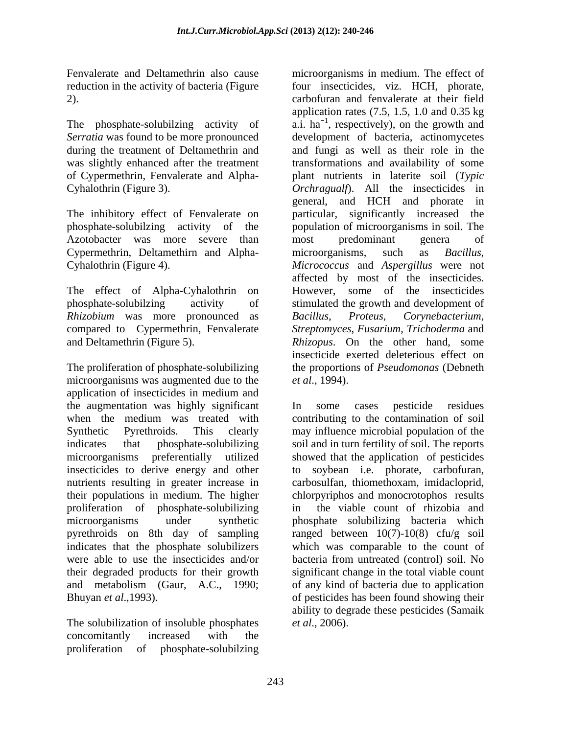Fenvalerate and Deltamethrin also cause reduction in the activity of bacteria (Figure 2).

The phosphate-solubilzing activity of *Serratia* was found to be more pronounced during the treatment of Deltamethrin and was slightly enhanced after the treatment of Cypermethrin, Fenvalerate and Alpha-Cyhalothrin (Figure 3).

The inhibitory effect of Fenvalerate on phosphate-solubilzing activity of the Azotobacter was more severe than Cypermethrin, Deltamethirn and Alpha-Cyhalothrin (Figure 4).

The effect of Alpha-Cyhalothrin on phosphate-solubilzing activity of *Rhizobium* was more pronounced as compared to Cypermethrin, Fenvalerate and Deltamethrin (Figure 5).

The proliferation of phosphate-solubilizing microorganisms was augmented due to the application of insecticides in medium and the augmentation was highly significant when the medium was treated with Synthetic Pyrethroids. This clearly indicates that phosphate-solubilizing microorganisms preferentially utilized insecticides to derive energy and other nutrients resulting in greater increase in their populations in medium. The higher proliferation of phosphate-solubilizing microorganisms under synthetic pyrethroids on 8th day of sampling indicates that the phosphate solubilizers were able to use the insecticides and/or their degraded products for their growth and metabolism (Gaur, A.C., 1990; Bhuyan *et al*.,1993).

The solubilization of insoluble phosphates concomitantly increased with the proliferation of phosphate-solubilzing microorganisms in medium. The effect of four insecticides, viz. HCH, phorate, carbofuran and fenvalerate at their field application rates (7.5, 1.5, 1.0 and 0.35 kg a.i. $ha^{-1}$, respectively), on the growth and development of bacteria, actinomycetes and fungi as well as their role in the transformations and availability of some plant nutrients in laterite soil (*Typic Orchragualf*). All the insecticides in general, and HCH and phorate in particular, significantly increased the population of microorganisms in soil. The most predominant genera of microorganisms, such as *Bacillus*, *Micrococcus* and *Aspergillus* were not affected by most of the insecticides. However, some of the insecticides stimulated the growth and development of *Bacillus*, *Proteus*, *Corynebacterium*, *Streptomyces*, *Fusarium*, *Trichoderma* and *Rhizopus*. On the other hand, some insecticide exerted deleterious effect on the proportions of *Pseudomonas* (Debneth *et al*., 1994).

In some cases pesticide residues contributing to the contamination of soil may influence microbial population of the soil and in turn fertility of soil. The reports showed that the application of pesticides to soybean i.e. phorate, carbofuran, carbosulfan, thiomethoxam, imidacloprid, chlorpyriphos and monocrotophos results in the viable count of rhizobia and phosphate solubilizing bacteria which ranged between 10(7)-10(8) cfu/g soil which was comparable to the count of bacteria from untreated (control) soil. No significant change in the total viable count of any kind of bacteria due to application of pesticides has been found showing their ability to degrade these pesticides (Samaik *et al*., 2006).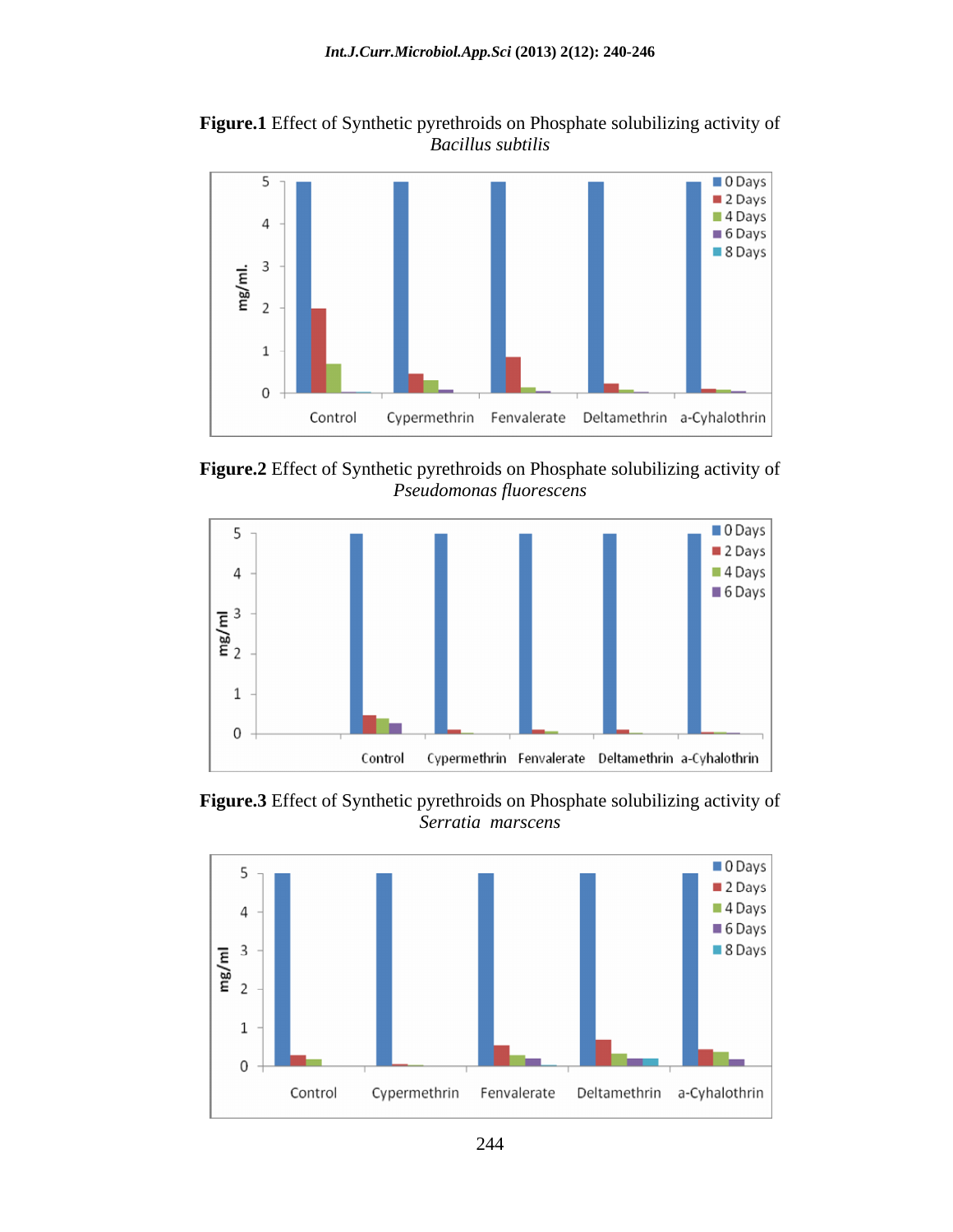**Figure.1** Effect of Synthetic pyrethroids on Phosphate solubilizing activity of *Bacillus subtilis*

**Figure.2** Effect of Synthetic pyrethroids on Phosphate solubilizing activity of *Pseudomonas fluorescens*

**Figure.3** Effect of Synthetic pyrethroids on Phosphate solubilizing activity of *Serratia marscens*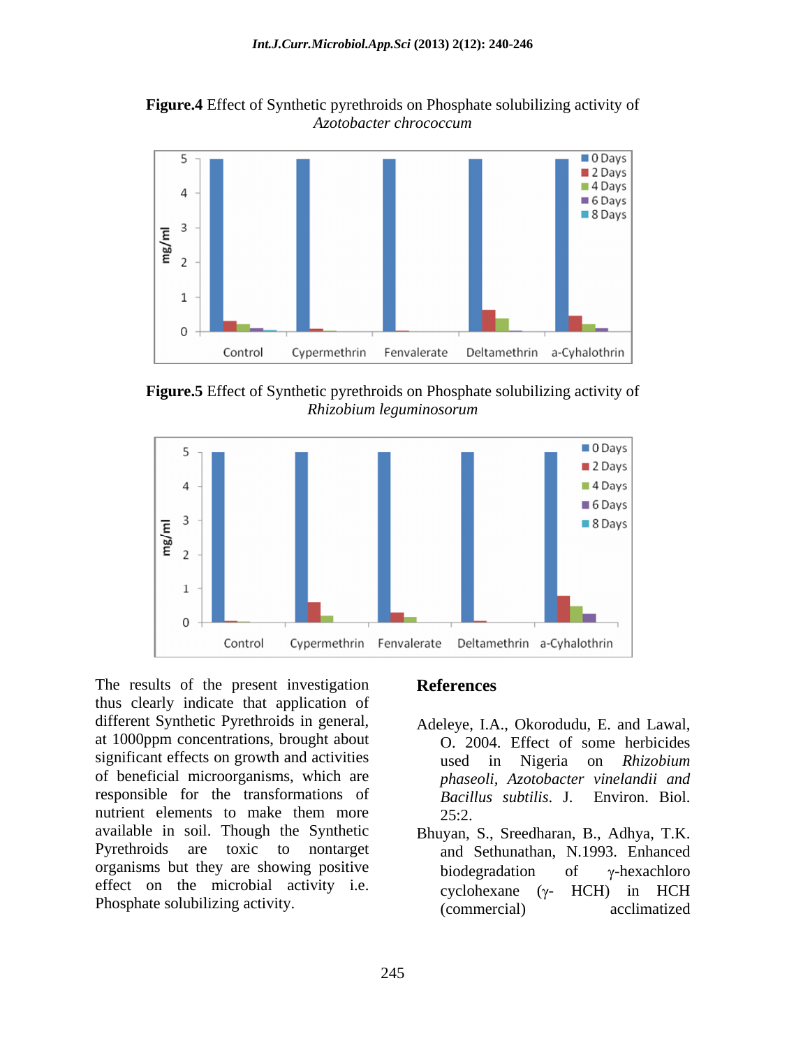**Figure.4** Effect of Synthetic pyrethroids on Phosphate solubilizing activity of *Azotobacter chrococcum*

**Figure.5** Effect of Synthetic pyrethroids on Phosphate solubilizing activity of *Rhizobium leguminosorum*

The results of the present investigation thus clearly indicate that application of different Synthetic Pyrethroids in general, at 1000ppm concentrations, brought about significant effects on growth and activities of beneficial microorganisms, which are responsible for the transformations of nutrient elements to make them more available in soil. Though the Synthetic Pyrethroids are toxic to nontarget organisms but they are showing positive effect on the microbial activity i.e. Phosphate solubilizing activity.

## References

Adeleye, I.A., Okorodudu, E. and Lawal, O. 2004. Effect of some herbicides used in Nigeria on *Rhizobium phaseoli*, *Azotobacter vinelandii and Bacillus subtilis*. J. Environ. Biol. 25:2.

Bhuyan, S., Sreedharan, B., Adhya, T.K. and Sethunathan, N.1993. Enhanced biodegradation of γ-hexachloro cyclohexane (γ- HCH) in HCH (commercial) acclimatized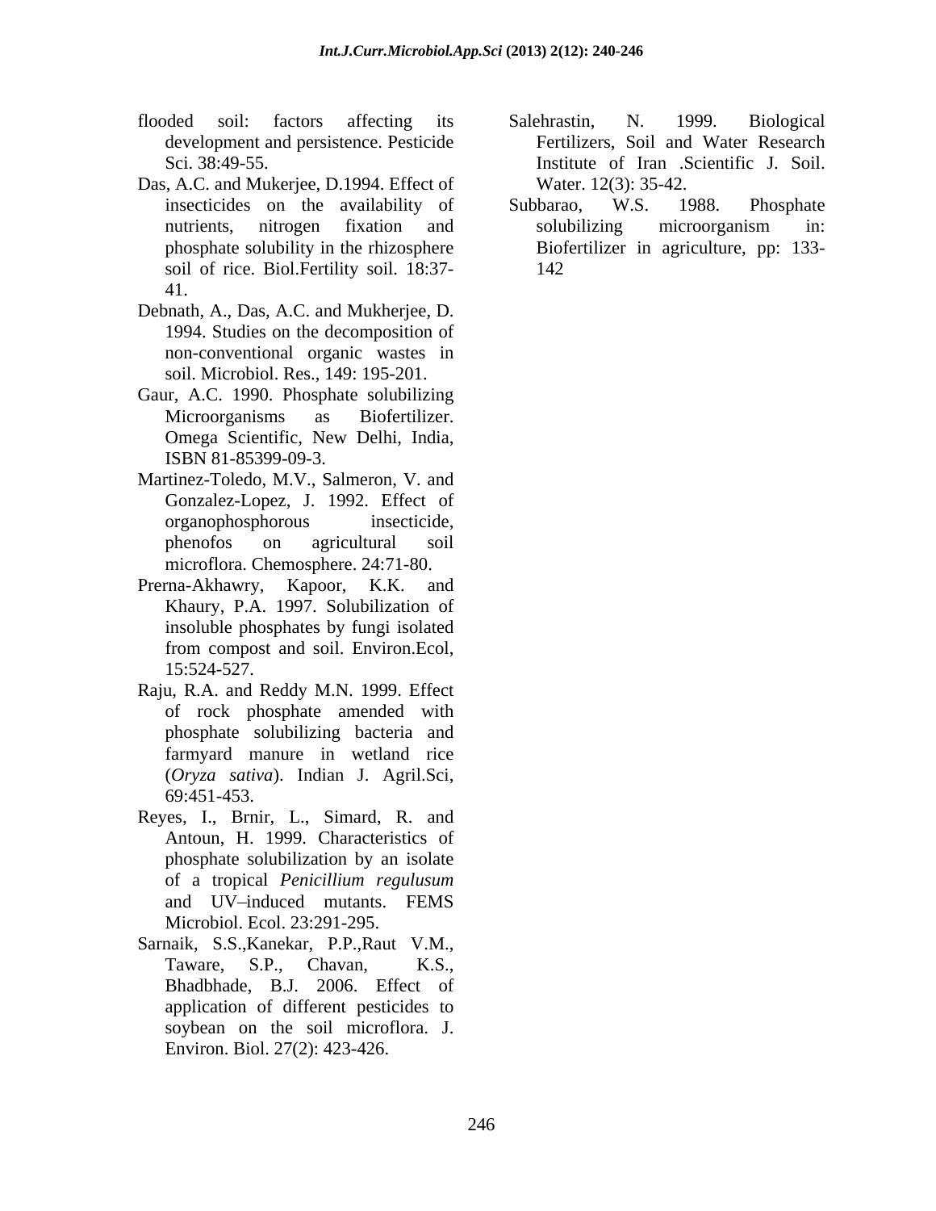flooded soil: factors affecting its development and persistence. Pesticide Sci. 38:49-55.

Das, A.C. and Mukerjee, D.1994. Effect of insecticides on the availability of nutrients, nitrogen fixation and phosphate solubility in the rhizosphere soil of rice. Biol.Fertility soil. 18:37-41.

Debnath, A., Das, A.C. and Mukherjee, D. 1994. Studies on the decomposition of non-conventional organic wastes in soil. Microbiol. Res., 149: 195-201.

Gaur, A.C. 1990. Phosphate solubilizing Microorganisms as Biofertilizer. Omega Scientific, New Delhi, India, ISBN 81-85399-09-3.

Martinez-Toledo, M.V., Salmeron, V. and Gonzalez-Lopez, J. 1992. Effect of organophosphorous insecticide, phenofos on agricultural soil microflora. Chemosphere. 24:71-80.

Prerna-Akhawry, Kapoor, K.K. and Khaury, P.A. 1997. Solubilization of insoluble phosphates by fungi isolated from compost and soil. Environ.Ecol, 15:524-527.

Raju, R.A. and Reddy M.N. 1999. Effect of rock phosphate amended with phosphate solubilizing bacteria and farmyard manure in wetland rice (*Oryza sativa*). Indian J. Agril.Sci, 69:451-453.

Reyes, I., Brnir, L., Simard, R. and Antoun, H. 1999. Characteristics of phosphate solubilization by an isolate of a tropical *Penicillium regulusum* and UV–induced mutants. FEMS Microbiol. Ecol. 23:291-295.

Sarnaik, S.S.,Kanekar, P.P.,Raut V.M., Taware, S.P., Chavan, K.S., Bhadbhade, B.J. 2006. Effect of application of different pesticides to soybean on the soil microflora. J. Environ. Biol. 27(2): 423-426.

Salehrastin, N. 1999. Biological Fertilizers, Soil and Water Research Institute of Iran .Scientific J. Soil. Water. 12(3): 35-42.

Subbarao, W.S. 1988. Phosphate solubilizing microorganism in: Biofertilizer in agriculture, pp: 133-142